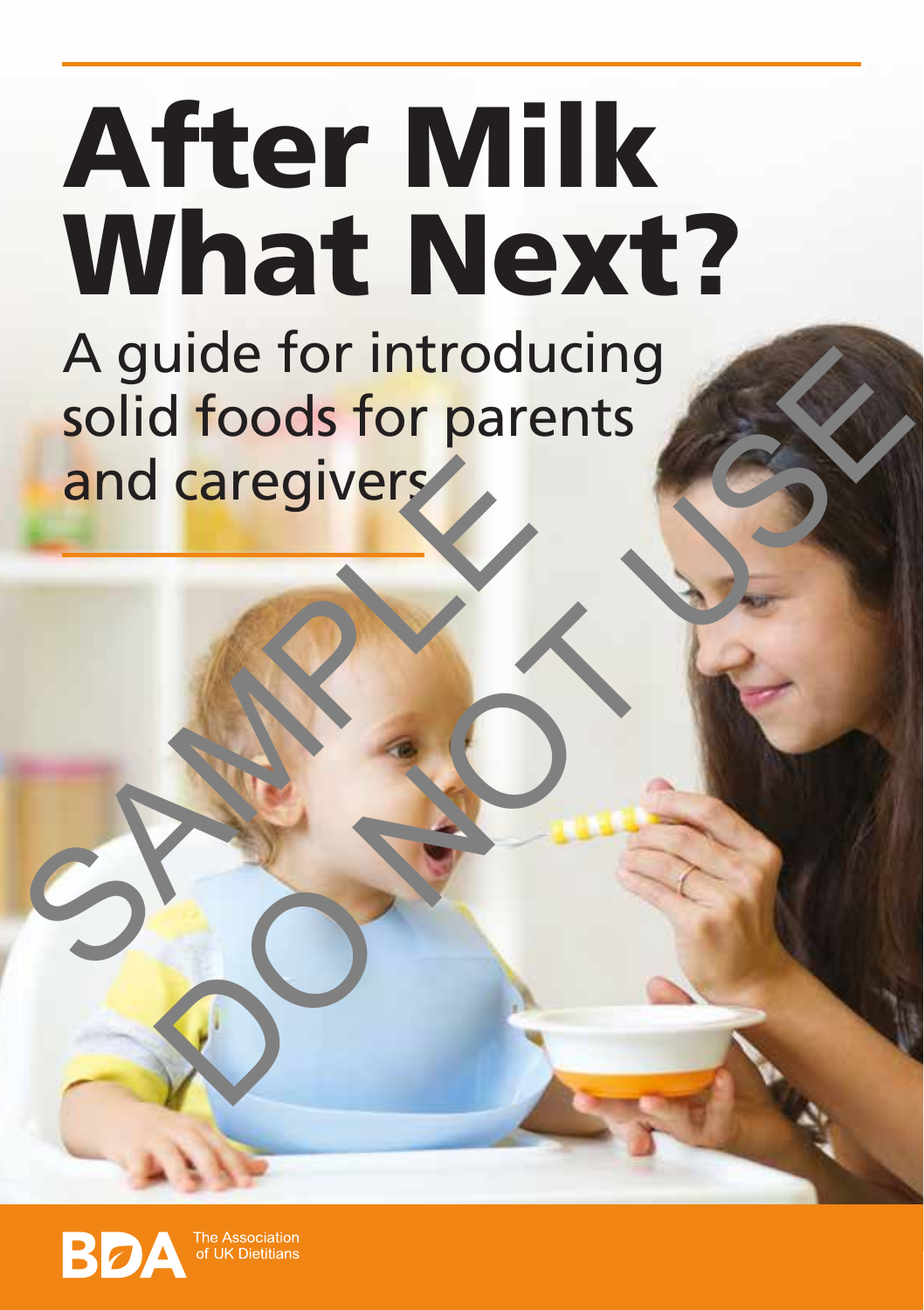# After Milk What Next?

A guide for introducing solid foods for parents and caregivers

SAMPLE DO NOT USE

BDA The Association of UK Dietitians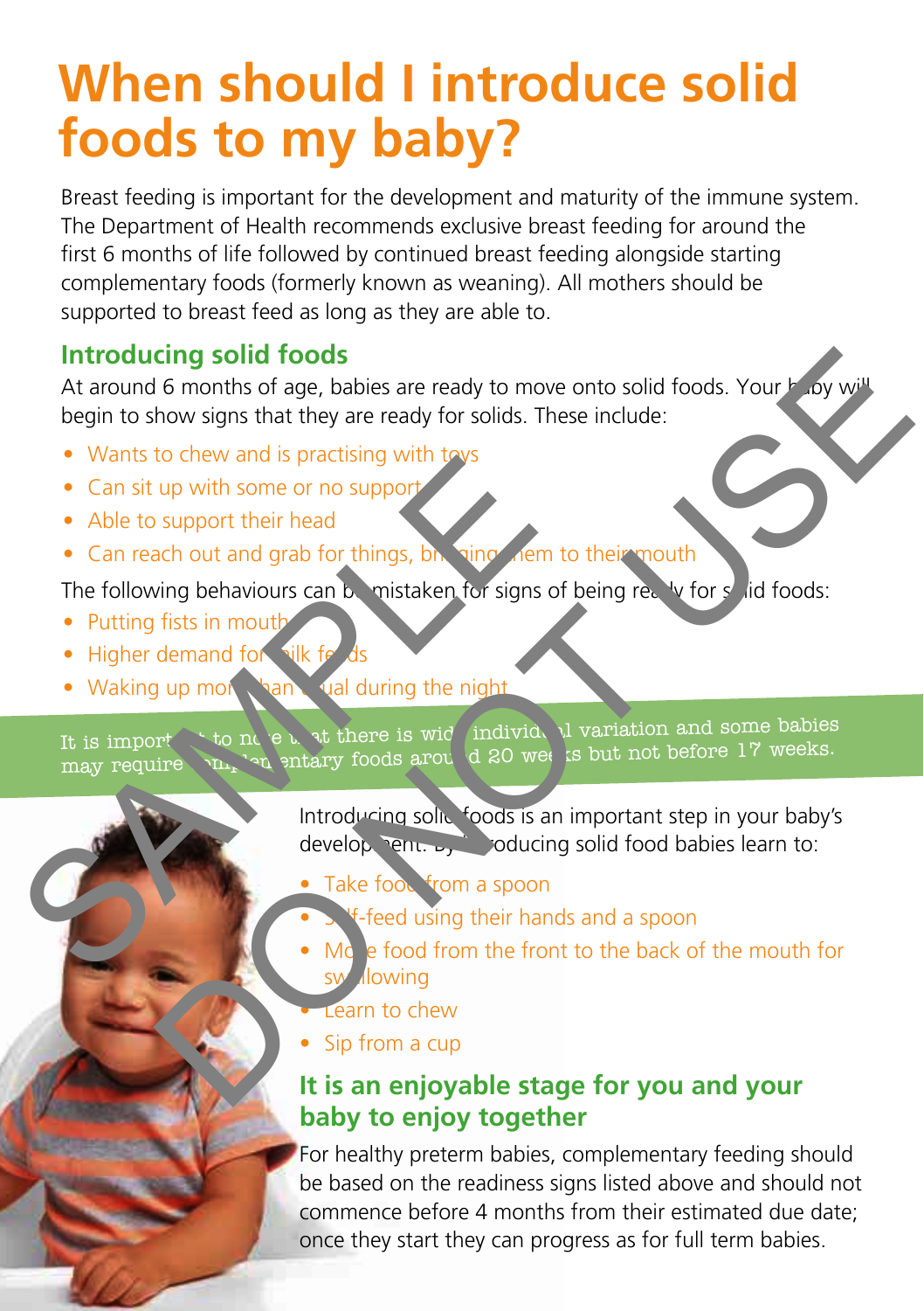# When should I introduce solid foods to my baby?

Breast feeding is important for the development and maturity of the immune system. The Department of Health recommends exclusive breast feeding for around the first 6 months of life followed by continued breast feeding alongside starting complementary foods (formerly known as weaning). All mothers should be supported to breast feed as long as they are able to.

## Introducing solid foods

At around 6 months of age, babies are ready to move onto solid foods. Your baby will begin to show signs that they are ready for solids. These include:

- Wants to chew and is practising with toys
- Can sit up with some or no support
- Able to support their head
- Can reach out and grab for things, bringing them to their mouth

The following behaviours can be mistaken for signs of being ready for solid foods:

- Putting fists in mouth
- Higher demand for milk feeds
- Waking up more than usual during the night

It is important to note that there is wide individual variation and some babies may require complementary foods around 20 weeks but not before 17 weeks.

Introducing solid foods is an important step in your baby's development. By introducing solid food babies learn to:

- Take food from a spoon
- Self-feed using their hands and a spoon
- Move food from the front to the back of the mouth for swallowing
- Learn to chew
- Sip from a cup

## It is an enjoyable stage for you and your baby to enjoy together

For healthy preterm babies, complementary feeding should be based on the readiness signs listed above and should not commence before 4 months from their estimated due date; once they start they can progress as for full term babies.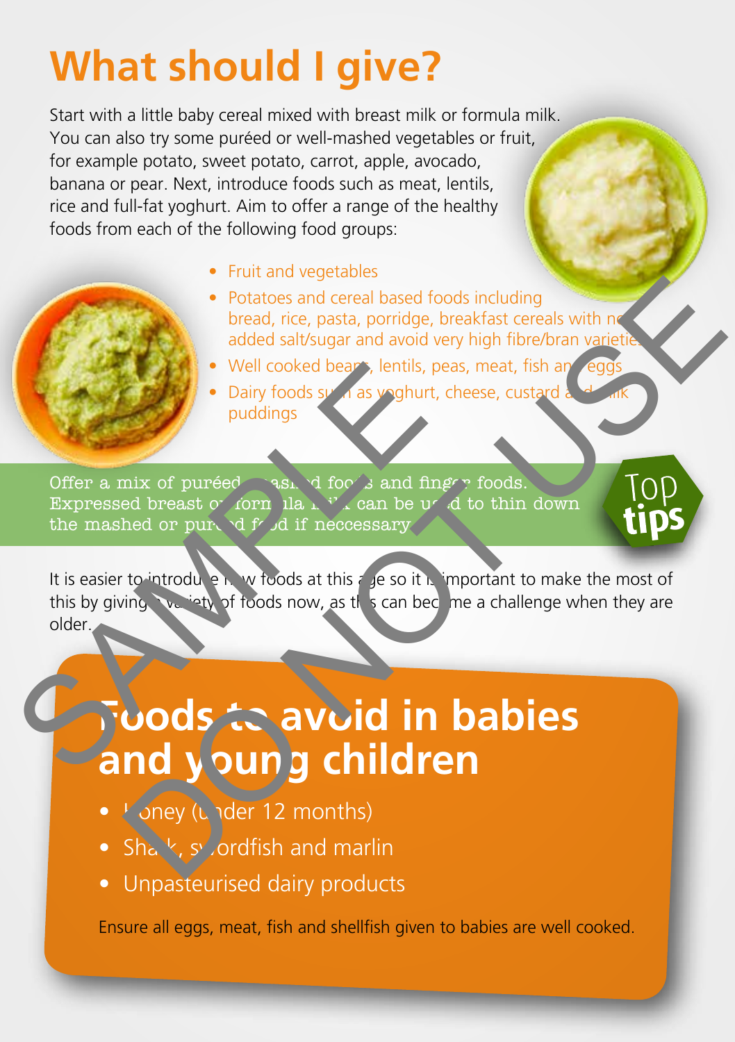# What should I give?

Start with a little baby cereal mixed with breast milk or formula milk. You can also try some puréed or well-mashed vegetables or fruit, for example potato, sweet potato, carrot, apple, avocado, banana or pear. Next, introduce foods such as meat, lentils, rice and full-fat yoghurt. Aim to offer a range of the healthy foods from each of the following food groups:

- Fruit and vegetables
- Potatoes and cereal based foods including bread, rice, pasta, porridge, breakfast cereals with no added salt/sugar and avoid very high fibre/bran varieties
- Well cooked beans, lentils, peas, meat, fish and eggs
- Dairy foods such as yoghurt, cheese, custard and milk puddings

**Top tips**

Offer a mix of puréed, mashed foods and finger foods. Expressed breast or formula milk can be used to thin down the mashed or puréed food if neccessary.

It is easier to introduce new foods at this age so it is important to make the most of this by giving a variety of foods now, as this can become a challenge when they are older.

## Foods to avoid in babies and young children

- Honey (under 12 months)
- Shark, swordfish and marlin
- Unpasteurised dairy products

Ensure all eggs, meat, fish and shellfish given to babies are well cooked.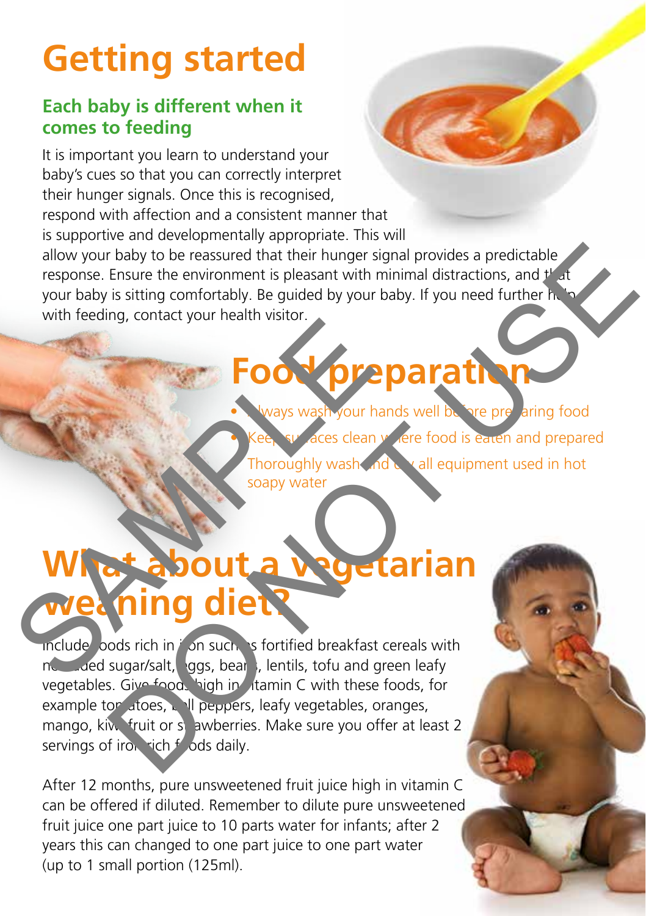# Getting started

## Each baby is different when it comes to feeding

It is important you learn to understand your baby's cues so that you can correctly interpret their hunger signals. Once this is recognised, respond with affection and a consistent manner that is supportive and developmentally appropriate. This will allow your baby to be reassured that their hunger signal provides a predictable response. Ensure the environment is pleasant with minimal distractions, and that your baby is sitting comfortably. Be guided by your baby. If you need further help with feeding, contact your health visitor.

# Food preparation

- Always wash your hands well before preparing food
- Keep surfaces clean where food is eaten and prepared
- Thoroughly wash and dry all equipment used in hot soapy water

# What about a vegetarian weaning diet?

Include foods rich in iron such as fortified breakfast cereals with no added sugar/salt, eggs, beans, lentils, tofu and green leafy vegetables. Give foods high in vitamin C with these foods, for example tomatoes, bell peppers, leafy vegetables, oranges, mango, kiwi fruit or strawberries. Make sure you offer at least 2 servings of iron rich foods daily.

After 12 months, pure unsweetened fruit juice high in vitamin C can be offered if diluted. Remember to dilute pure unsweetened fruit juice one part juice to 10 parts water for infants; after 2 years this can changed to one part juice to one part water (up to 1 small portion (125ml).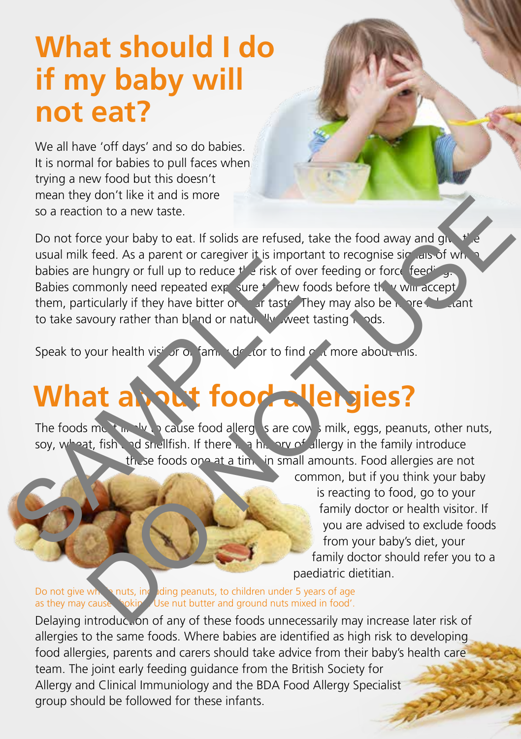# What should I do if my baby will not eat?

We all have 'off days' and so do babies. It is normal for babies to pull faces when trying a new food but this doesn't mean they don't like it and is more so a reaction to a new taste.

Do not force your baby to eat. If solids are refused, take the food away and give the usual milk feed. As a parent or caregiver it is important to recognise signals of when babies are hungry or full up to reduce the risk of over feeding or force feeding. Babies commonly need repeated exposure to new foods before they will accept them, particularly if they have bitter or sour tastes. They may also be more reluctant to take savoury rather than bland or naturally sweet tasting foods.

Speak to your health visitor or family doctor to find out more about this.

# What about food allergies?

The foods most likely to cause food allergies are cows milk, eggs, peanuts, other nuts, soy, wheat, fish and shellfish. If there is a history of allergy in the family introduce these foods one at a time in small amounts. Food allergies are not common, but if you think your baby is reacting to food, go to your family doctor or health visitor. If you are advised to exclude foods from your baby's diet, your family doctor should refer you to a paediatric dietitian.

Do not give whole nuts, including peanuts, to children under 5 years of age as they may cause choking. Use nut butter and ground nuts mixed in food'.

Delaying introduction of any of these foods unnecessarily may increase later risk of allergies to the same foods. Where babies are identified as high risk to developing food allergies, parents and carers should take advice from their baby's health care team. The joint early feeding guidance from the British Society for Allergy and Clinical Immuniology and the BDA Food Allergy Specialist group should be followed for these infants.